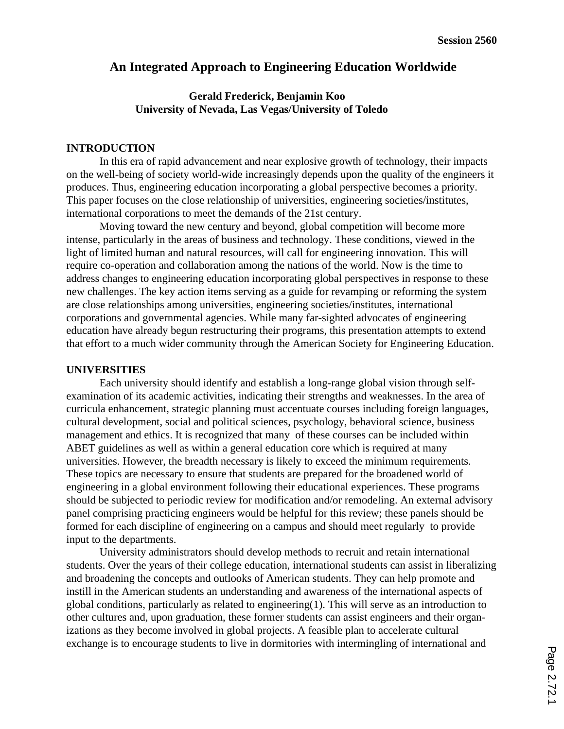# An Integrated Approach to Engineering Education Worldwide

**Gerald Frederick, Benjamin Koo**
**University of Nevada, Las Vegas/University of Toledo**

## INTRODUCTION

In this era of rapid advancement and near explosive growth of technology, their impacts on the well-being of society world-wide increasingly depends upon the quality of the engineers it produces. Thus, engineering education incorporating a global perspective becomes a priority. This paper focuses on the close relationship of universities, engineering societies/institutes, international corporations to meet the demands of the 21st century.

Moving toward the new century and beyond, global competition will become more intense, particularly in the areas of business and technology. These conditions, viewed in the light of limited human and natural resources, will call for engineering innovation. This will require co-operation and collaboration among the nations of the world. Now is the time to address changes to engineering education incorporating global perspectives in response to these new challenges. The key action items serving as a guide for revamping or reforming the system are close relationships among universities, engineering societies/institutes, international corporations and governmental agencies. While many far-sighted advocates of engineering education have already begun restructuring their programs, this presentation attempts to extend that effort to a much wider community through the American Society for Engineering Education.

## UNIVERSITIES

Each university should identify and establish a long-range global vision through self-examination of its academic activities, indicating their strengths and weaknesses. In the area of curricula enhancement, strategic planning must accentuate courses including foreign languages, cultural development, social and political sciences, psychology, behavioral science, business management and ethics. It is recognized that many of these courses can be included within ABET guidelines as well as within a general education core which is required at many universities. However, the breadth necessary is likely to exceed the minimum requirements. These topics are necessary to ensure that students are prepared for the broadened world of engineering in a global environment following their educational experiences. These programs should be subjected to periodic review for modification and/or remodeling. An external advisory panel comprising practicing engineers would be helpful for this review; these panels should be formed for each discipline of engineering on a campus and should meet regularly to provide input to the departments.

University administrators should develop methods to recruit and retain international students. Over the years of their college education, international students can assist in liberalizing and broadening the concepts and outlooks of American students. They can help promote and instill in the American students an understanding and awareness of the international aspects of global conditions, particularly as related to engineering(1). This will serve as an introduction to other cultures and, upon graduation, these former students can assist engineers and their organizations as they become involved in global projects. A feasible plan to accelerate cultural exchange is to encourage students to live in dormitories with intermingling of international and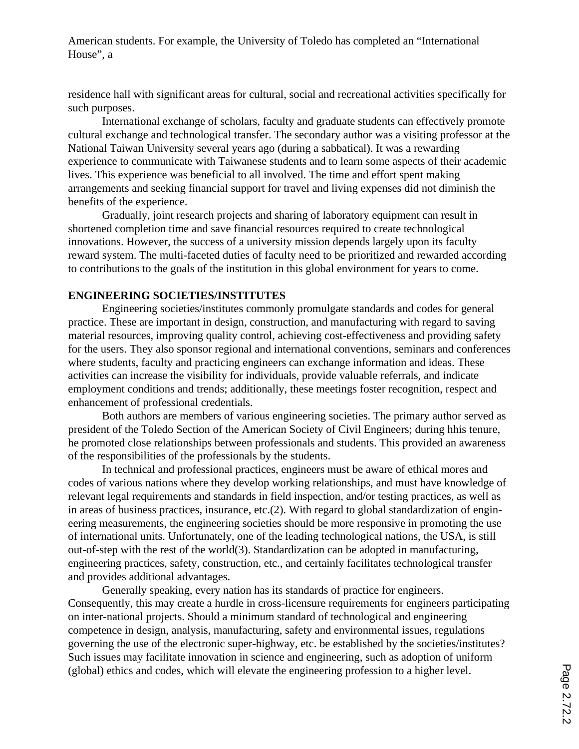American students. For example, the University of Toledo has completed an "International House", a

residence hall with significant areas for cultural, social and recreational activities specifically for such purposes.

International exchange of scholars, faculty and graduate students can effectively promote cultural exchange and technological transfer. The secondary author was a visiting professor at the National Taiwan University several years ago (during a sabbatical). It was a rewarding experience to communicate with Taiwanese students and to learn some aspects of their academic lives. This experience was beneficial to all involved. The time and effort spent making arrangements and seeking financial support for travel and living expenses did not diminish the benefits of the experience.

Gradually, joint research projects and sharing of laboratory equipment can result in shortened completion time and save financial resources required to create technological innovations. However, the success of a university mission depends largely upon its faculty reward system. The multi-faceted duties of faculty need to be prioritized and rewarded according to contributions to the goals of the institution in this global environment for years to come.

## ENGINEERING SOCIETIES/INSTITUTES

Engineering societies/institutes commonly promulgate standards and codes for general practice. These are important in design, construction, and manufacturing with regard to saving material resources, improving quality control, achieving cost-effectiveness and providing safety for the users. They also sponsor regional and international conventions, seminars and conferences where students, faculty and practicing engineers can exchange information and ideas. These activities can increase the visibility for individuals, provide valuable referrals, and indicate employment conditions and trends; additionally, these meetings foster recognition, respect and enhancement of professional credentials.

Both authors are members of various engineering societies. The primary author served as president of the Toledo Section of the American Society of Civil Engineers; during hhis tenure, he promoted close relationships between professionals and students. This provided an awareness of the responsibilities of the professionals by the students.

In technical and professional practices, engineers must be aware of ethical mores and codes of various nations where they develop working relationships, and must have knowledge of relevant legal requirements and standards in field inspection, and/or testing practices, as well as in areas of business practices, insurance, etc.(2). With regard to global standardization of engineering measurements, the engineering societies should be more responsive in promoting the use of international units. Unfortunately, one of the leading technological nations, the USA, is still out-of-step with the rest of the world(3). Standardization can be adopted in manufacturing, engineering practices, safety, construction, etc., and certainly facilitates technological transfer and provides additional advantages.

Generally speaking, every nation has its standards of practice for engineers. Consequently, this may create a hurdle in cross-licensure requirements for engineers participating on inter-national projects. Should a minimum standard of technological and engineering competence in design, analysis, manufacturing, safety and environmental issues, regulations governing the use of the electronic super-highway, etc. be established by the societies/institutes? Such issues may facilitate innovation in science and engineering, such as adoption of uniform (global) ethics and codes, which will elevate the engineering profession to a higher level.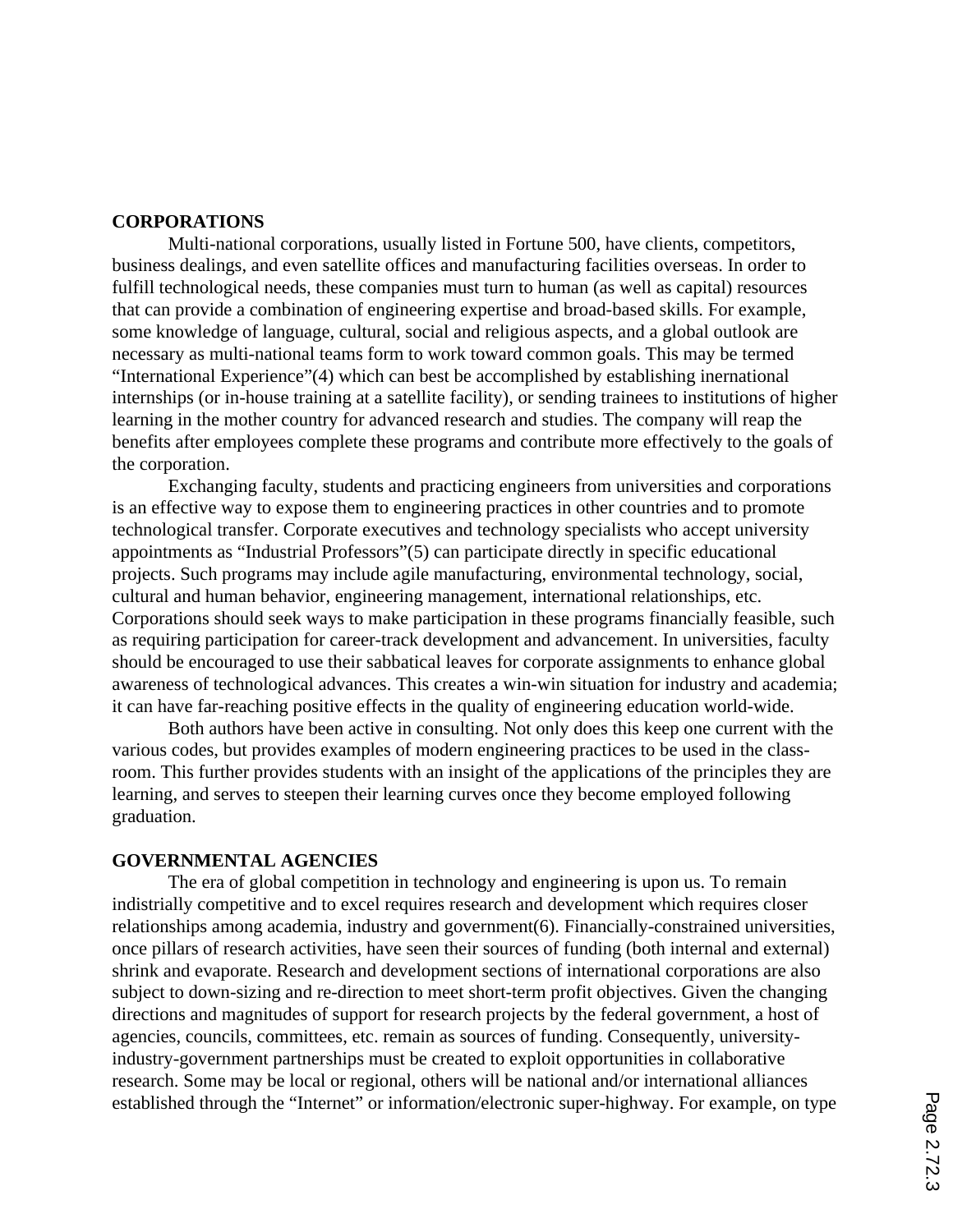## CORPORATIONS

Multi-national corporations, usually listed in Fortune 500, have clients, competitors, business dealings, and even satellite offices and manufacturing facilities overseas. In order to fulfill technological needs, these companies must turn to human (as well as capital) resources that can provide a combination of engineering expertise and broad-based skills. For example, some knowledge of language, cultural, social and religious aspects, and a global outlook are necessary as multi-national teams form to work toward common goals. This may be termed "International Experience"(4) which can best be accomplished by establishing inernational internships (or in-house training at a satellite facility), or sending trainees to institutions of higher learning in the mother country for advanced research and studies. The company will reap the benefits after employees complete these programs and contribute more effectively to the goals of the corporation.

Exchanging faculty, students and practicing engineers from universities and corporations is an effective way to expose them to engineering practices in other countries and to promote technological transfer. Corporate executives and technology specialists who accept university appointments as "Industrial Professors"(5) can participate directly in specific educational projects. Such programs may include agile manufacturing, environmental technology, social, cultural and human behavior, engineering management, international relationships, etc. Corporations should seek ways to make participation in these programs financially feasible, such as requiring participation for career-track development and advancement. In universities, faculty should be encouraged to use their sabbatical leaves for corporate assignments to enhance global awareness of technological advances. This creates a win-win situation for industry and academia; it can have far-reaching positive effects in the quality of engineering education world-wide.

Both authors have been active in consulting. Not only does this keep one current with the various codes, but provides examples of modern engineering practices to be used in the class-room. This further provides students with an insight of the applications of the principles they are learning, and serves to steepen their learning curves once they become employed following graduation.

## GOVERNMENTAL AGENCIES

The era of global competition in technology and engineering is upon us. To remain indistrially competitive and to excel requires research and development which requires closer relationships among academia, industry and government(6). Financially-constrained universities, once pillars of research activities, have seen their sources of funding (both internal and external) shrink and evaporate. Research and development sections of international corporations are also subject to down-sizing and re-direction to meet short-term profit objectives. Given the changing directions and magnitudes of support for research projects by the federal government, a host of agencies, councils, committees, etc. remain as sources of funding. Consequently, university-industry-government partnerships must be created to exploit opportunities in collaborative research. Some may be local or regional, others will be national and/or international alliances established through the "Internet" or information/electronic super-highway. For example, on type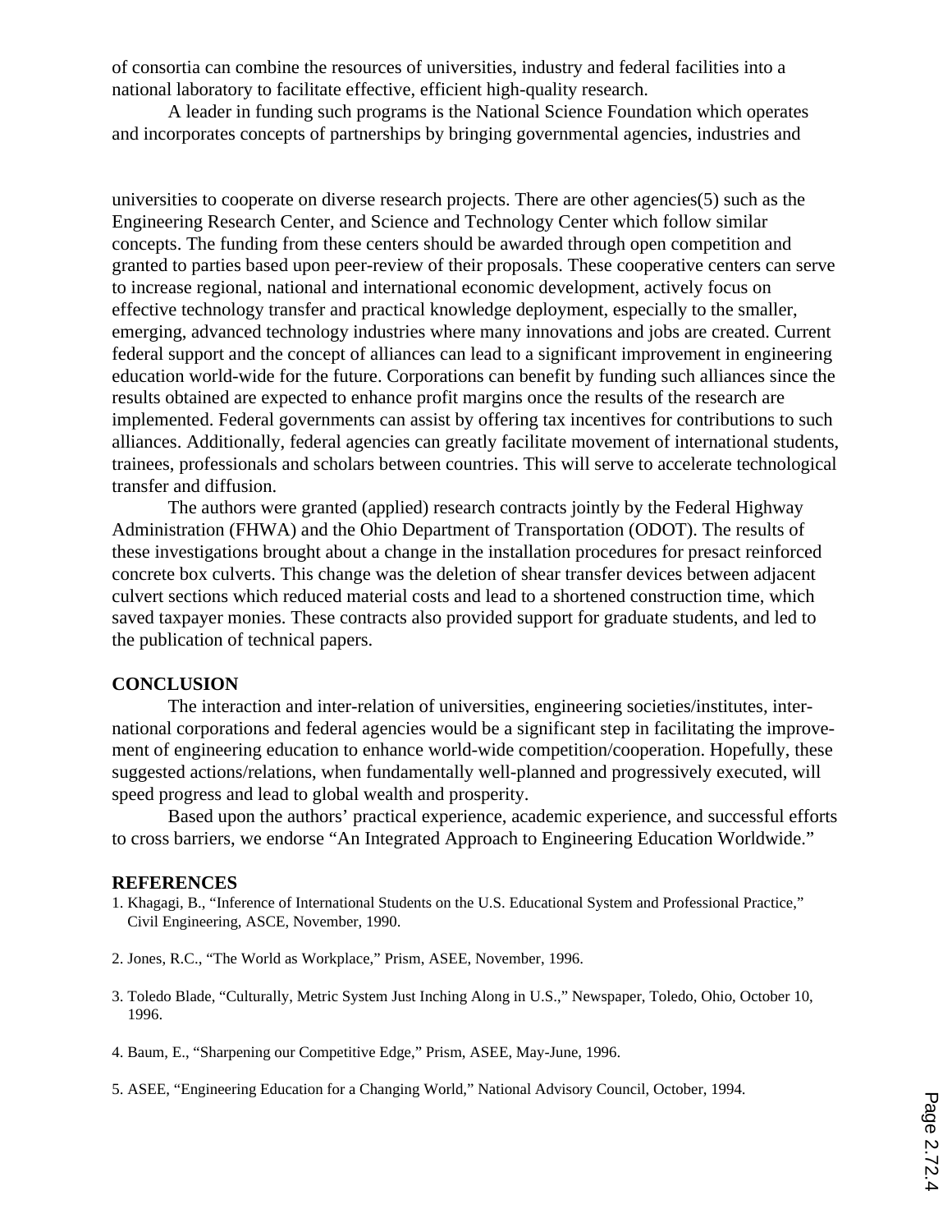of consortia can combine the resources of universities, industry and federal facilities into a national laboratory to facilitate effective, efficient high-quality research.

A leader in funding such programs is the National Science Foundation which operates and incorporates concepts of partnerships by bringing governmental agencies, industries and universities to cooperate on diverse research projects. There are other agencies(5) such as the Engineering Research Center, and Science and Technology Center which follow similar concepts. The funding from these centers should be awarded through open competition and granted to parties based upon peer-review of their proposals. These cooperative centers can serve to increase regional, national and international economic development, actively focus on effective technology transfer and practical knowledge deployment, especially to the smaller, emerging, advanced technology industries where many innovations and jobs are created. Current federal support and the concept of alliances can lead to a significant improvement in engineering education world-wide for the future. Corporations can benefit by funding such alliances since the results obtained are expected to enhance profit margins once the results of the research are implemented. Federal governments can assist by offering tax incentives for contributions to such alliances. Additionally, federal agencies can greatly facilitate movement of international students, trainees, professionals and scholars between countries. This will serve to accelerate technological transfer and diffusion.

The authors were granted (applied) research contracts jointly by the Federal Highway Administration (FHWA) and the Ohio Department of Transportation (ODOT). The results of these investigations brought about a change in the installation procedures for presact reinforced concrete box culverts. This change was the deletion of shear transfer devices between adjacent culvert sections which reduced material costs and lead to a shortened construction time, which saved taxpayer monies. These contracts also provided support for graduate students, and led to the publication of technical papers.

## CONCLUSION

The interaction and inter-relation of universities, engineering societies/institutes, international corporations and federal agencies would be a significant step in facilitating the improvement of engineering education to enhance world-wide competition/cooperation. Hopefully, these suggested actions/relations, when fundamentally well-planned and progressively executed, will speed progress and lead to global wealth and prosperity.

Based upon the authors' practical experience, academic experience, and successful efforts to cross barriers, we endorse "An Integrated Approach to Engineering Education Worldwide."

## REFERENCES

1. Khagagi, B., "Inference of International Students on the U.S. Educational System and Professional Practice," Civil Engineering, ASCE, November, 1990.
2. Jones, R.C., "The World as Workplace," Prism, ASEE, November, 1996.
3. Toledo Blade, "Culturally, Metric System Just Inching Along in U.S.," Newspaper, Toledo, Ohio, October 10, 1996.
4. Baum, E., "Sharpening our Competitive Edge," Prism, ASEE, May-June, 1996.
5. ASEE, "Engineering Education for a Changing World," National Advisory Council, October, 1994.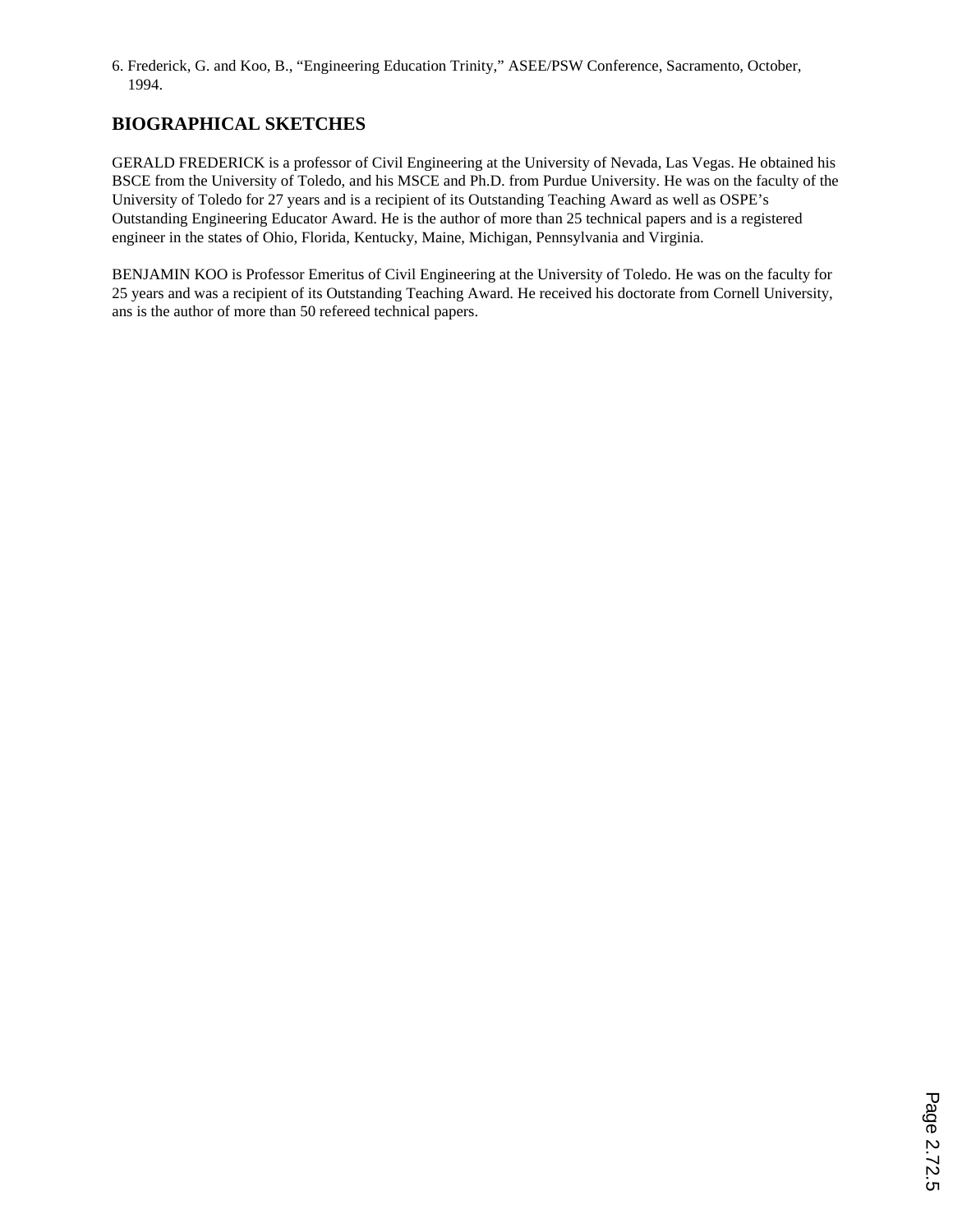6. Frederick, G. and Koo, B., "Engineering Education Trinity," ASEE/PSW Conference, Sacramento, October, 1994.

## BIOGRAPHICAL SKETCHES

GERALD FREDERICK is a professor of Civil Engineering at the University of Nevada, Las Vegas. He obtained his BSCE from the University of Toledo, and his MSCE and Ph.D. from Purdue University. He was on the faculty of the University of Toledo for 27 years and is a recipient of its Outstanding Teaching Award as well as OSPE's Outstanding Engineering Educator Award. He is the author of more than 25 technical papers and is a registered engineer in the states of Ohio, Florida, Kentucky, Maine, Michigan, Pennsylvania and Virginia.

BENJAMIN KOO is Professor Emeritus of Civil Engineering at the University of Toledo. He was on the faculty for 25 years and was a recipient of its Outstanding Teaching Award. He received his doctorate from Cornell University, ans is the author of more than 50 refereed technical papers.